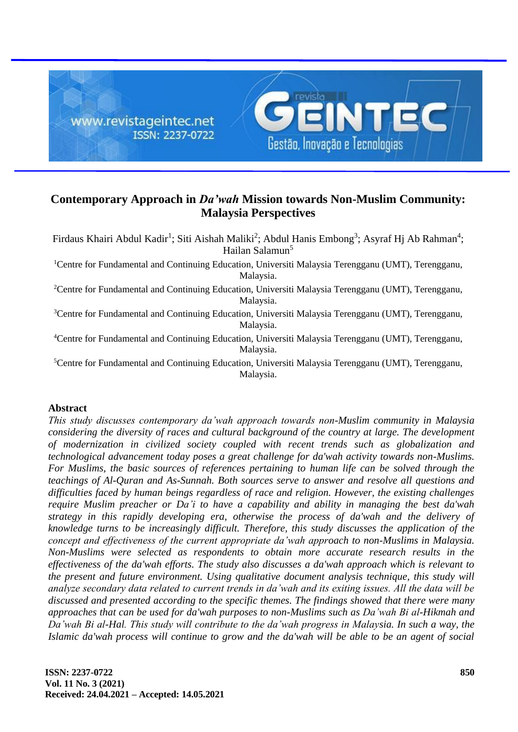# Contemporary Approach in *Da'wah* Mission towards Non-Muslim Community: Malaysia Perspectives

Firdaus Khairi Abdul Kadir[1]; Siti Aishah Maliki[2]; Abdul Hanis Embong[3]; Asyraf Hj Ab Rahman[4]; Hailan Salamun[5]

[1]Centre for Fundamental and Continuing Education, Universiti Malaysia Terengganu (UMT), Terengganu, Malaysia.

[2]Centre for Fundamental and Continuing Education, Universiti Malaysia Terengganu (UMT), Terengganu, Malaysia.

[3]Centre for Fundamental and Continuing Education, Universiti Malaysia Terengganu (UMT), Terengganu, Malaysia.

[4]Centre for Fundamental and Continuing Education, Universiti Malaysia Terengganu (UMT), Terengganu, Malaysia.

[5]Centre for Fundamental and Continuing Education, Universiti Malaysia Terengganu (UMT), Terengganu, Malaysia.

## Abstract

*This study discusses contemporary da'wah approach towards non-Muslim community in Malaysia considering the diversity of races and cultural background of the country at large. The development of modernization in civilized society coupled with recent trends such as globalization and technological advancement today poses a great challenge for da'wah activity towards non-Muslims. For Muslims, the basic sources of references pertaining to human life can be solved through the teachings of Al-Quran and As-Sunnah. Both sources serve to answer and resolve all questions and difficulties faced by human beings regardless of race and religion. However, the existing challenges require Muslim preacher or Da'i to have a capability and ability in managing the best da'wah strategy in this rapidly developing era, otherwise the process of da'wah and the delivery of knowledge turns to be increasingly difficult. Therefore, this study discusses the application of the concept and effectiveness of the current appropriate da'wah approach to non-Muslims in Malaysia. Non-Muslims were selected as respondents to obtain more accurate research results in the effectiveness of the da'wah efforts. The study also discusses a da'wah approach which is relevant to the present and future environment. Using qualitative document analysis technique, this study will analyze secondary data related to current trends in da'wah and its exiting issues. All the data will be discussed and presented according to the specific themes. The findings showed that there were many approaches that can be used for da'wah purposes to non-Muslims such as Da'wah Bi al-Hikmah and Da'wah Bi al-Hal. This study will contribute to the da'wah progress in Malaysia. In such a way, the Islamic da'wah process will continue to grow and the da'wah will be able to be an agent of social*

Received: 24.04.2021 – Accepted: 14.05.2021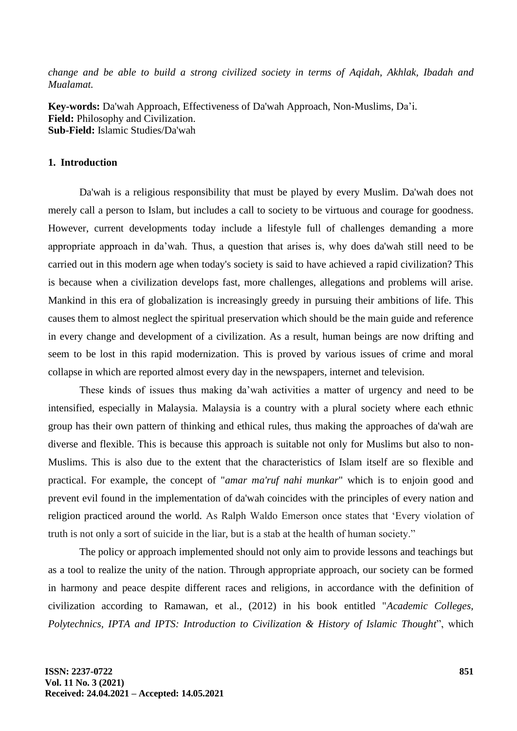*change and be able to build a strong civilized society in terms of Aqidah, Akhlak, Ibadah and Mualamat.*

**Key-words:** Da'wah Approach, Effectiveness of Da'wah Approach, Non-Muslims, Da'i.
**Field:** Philosophy and Civilization.
**Sub-Field:** Islamic Studies/Da'wah

## 1. Introduction

Da'wah is a religious responsibility that must be played by every Muslim. Da'wah does not merely call a person to Islam, but includes a call to society to be virtuous and courage for goodness. However, current developments today include a lifestyle full of challenges demanding a more appropriate approach in da'wah. Thus, a question that arises is, why does da'wah still need to be carried out in this modern age when today's society is said to have achieved a rapid civilization? This is because when a civilization develops fast, more challenges, allegations and problems will arise. Mankind in this era of globalization is increasingly greedy in pursuing their ambitions of life. This causes them to almost neglect the spiritual preservation which should be the main guide and reference in every change and development of a civilization. As a result, human beings are now drifting and seem to be lost in this rapid modernization. This is proved by various issues of crime and moral collapse in which are reported almost every day in the newspapers, internet and television.

These kinds of issues thus making da'wah activities a matter of urgency and need to be intensified, especially in Malaysia. Malaysia is a country with a plural society where each ethnic group has their own pattern of thinking and ethical rules, thus making the approaches of da'wah are diverse and flexible. This is because this approach is suitable not only for Muslims but also to non-Muslims. This is also due to the extent that the characteristics of Islam itself are so flexible and practical. For example, the concept of "*amar ma'ruf nahi munkar*" which is to enjoin good and prevent evil found in the implementation of da'wah coincides with the principles of every nation and religion practiced around the world. As Ralph Waldo Emerson once states that 'Every violation of truth is not only a sort of suicide in the liar, but is a stab at the health of human society."

The policy or approach implemented should not only aim to provide lessons and teachings but as a tool to realize the unity of the nation. Through appropriate approach, our society can be formed in harmony and peace despite different races and religions, in accordance with the definition of civilization according to Ramawan, et al., (2012) in his book entitled "*Academic Colleges, Polytechnics, IPTA and IPTS: Introduction to Civilization & History of Islamic Thought*", which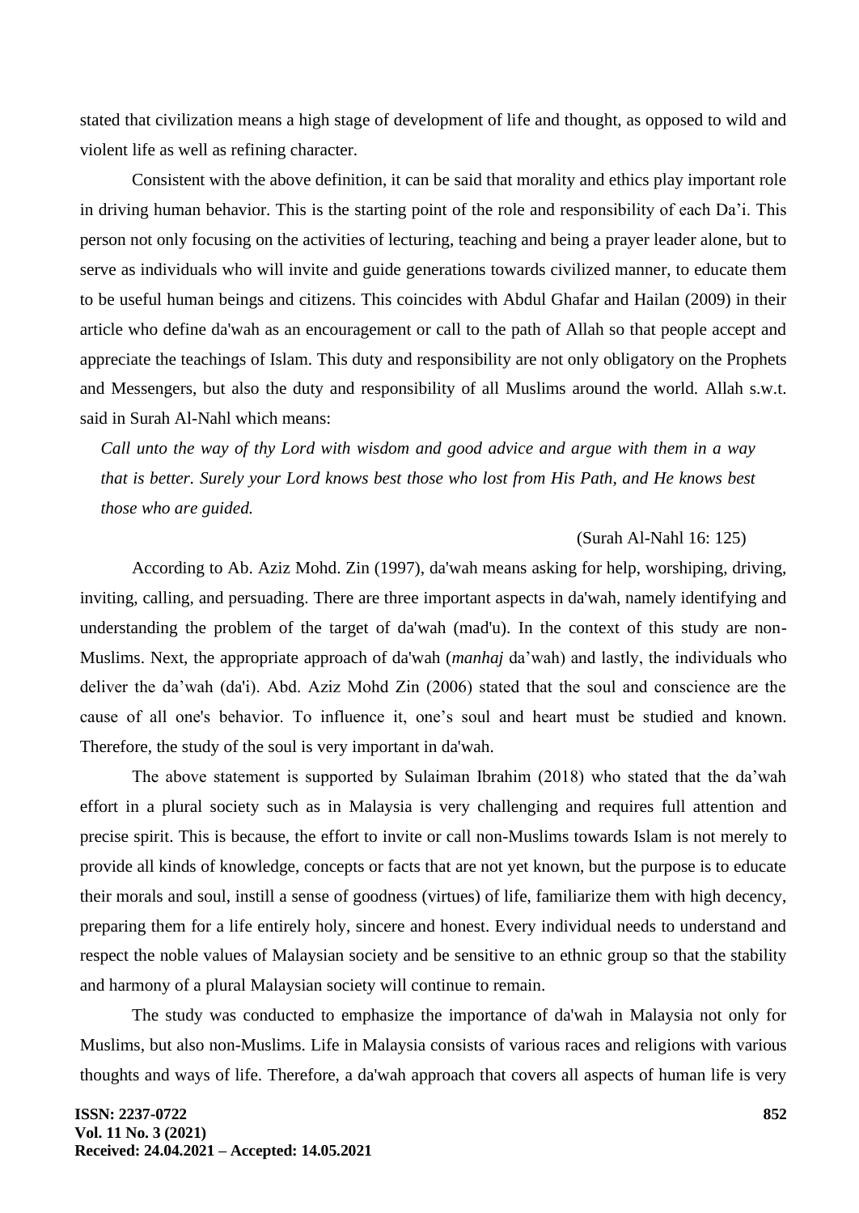stated that civilization means a high stage of development of life and thought, as opposed to wild and violent life as well as refining character.

Consistent with the above definition, it can be said that morality and ethics play important role in driving human behavior. This is the starting point of the role and responsibility of each Da'i. This person not only focusing on the activities of lecturing, teaching and being a prayer leader alone, but to serve as individuals who will invite and guide generations towards civilized manner, to educate them to be useful human beings and citizens. This coincides with Abdul Ghafar and Hailan (2009) in their article who define da'wah as an encouragement or call to the path of Allah so that people accept and appreciate the teachings of Islam. This duty and responsibility are not only obligatory on the Prophets and Messengers, but also the duty and responsibility of all Muslims around the world. Allah s.w.t. said in Surah Al-Nahl which means:

> *Call unto the way of thy Lord with wisdom and good advice and argue with them in a way that is better. Surely your Lord knows best those who lost from His Path, and He knows best those who are guided.*
>
> (Surah Al-Nahl 16: 125)

According to Ab. Aziz Mohd. Zin (1997), da'wah means asking for help, worshiping, driving, inviting, calling, and persuading. There are three important aspects in da'wah, namely identifying and understanding the problem of the target of da'wah (mad'u). In the context of this study are non-Muslims. Next, the appropriate approach of da'wah (*manhaj* da'wah) and lastly, the individuals who deliver the da'wah (da'i). Abd. Aziz Mohd Zin (2006) stated that the soul and conscience are the cause of all one's behavior. To influence it, one's soul and heart must be studied and known. Therefore, the study of the soul is very important in da'wah.

The above statement is supported by Sulaiman Ibrahim (2018) who stated that the da'wah effort in a plural society such as in Malaysia is very challenging and requires full attention and precise spirit. This is because, the effort to invite or call non-Muslims towards Islam is not merely to provide all kinds of knowledge, concepts or facts that are not yet known, but the purpose is to educate their morals and soul, instill a sense of goodness (virtues) of life, familiarize them with high decency, preparing them for a life entirely holy, sincere and honest. Every individual needs to understand and respect the noble values of Malaysian society and be sensitive to an ethnic group so that the stability and harmony of a plural Malaysian society will continue to remain.

The study was conducted to emphasize the importance of da'wah in Malaysia not only for Muslims, but also non-Muslims. Life in Malaysia consists of various races and religions with various thoughts and ways of life. Therefore, a da'wah approach that covers all aspects of human life is very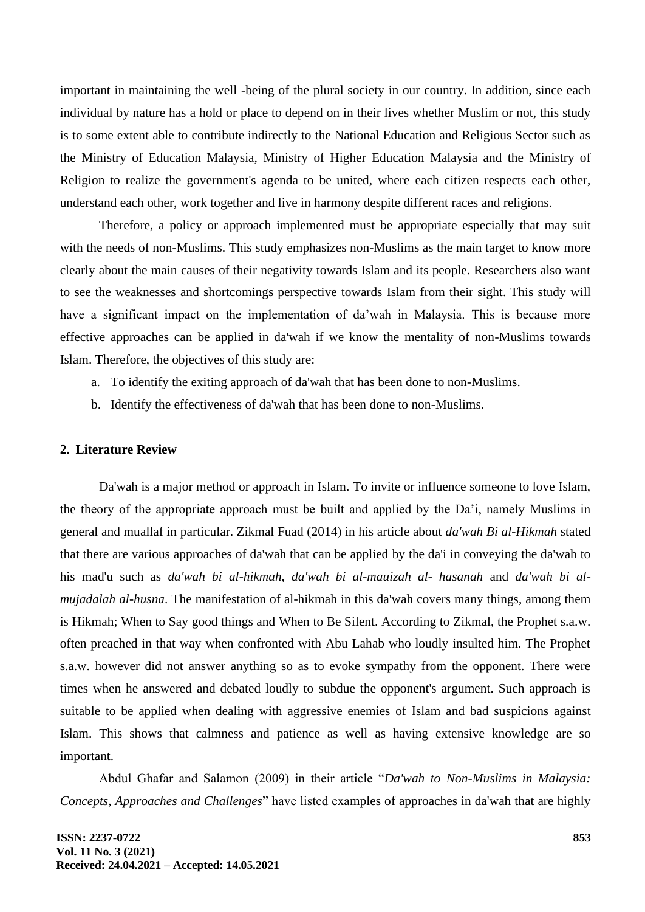important in maintaining the well -being of the plural society in our country. In addition, since each individual by nature has a hold or place to depend on in their lives whether Muslim or not, this study is to some extent able to contribute indirectly to the National Education and Religious Sector such as the Ministry of Education Malaysia, Ministry of Higher Education Malaysia and the Ministry of Religion to realize the government's agenda to be united, where each citizen respects each other, understand each other, work together and live in harmony despite different races and religions.

Therefore, a policy or approach implemented must be appropriate especially that may suit with the needs of non-Muslims. This study emphasizes non-Muslims as the main target to know more clearly about the main causes of their negativity towards Islam and its people. Researchers also want to see the weaknesses and shortcomings perspective towards Islam from their sight. This study will have a significant impact on the implementation of da'wah in Malaysia. This is because more effective approaches can be applied in da'wah if we know the mentality of non-Muslims towards Islam. Therefore, the objectives of this study are:

a. To identify the exiting approach of da'wah that has been done to non-Muslims.
b. Identify the effectiveness of da'wah that has been done to non-Muslims.

## 2. Literature Review

Da'wah is a major method or approach in Islam. To invite or influence someone to love Islam, the theory of the appropriate approach must be built and applied by the Da'i, namely Muslims in general and muallaf in particular. Zikmal Fuad (2014) in his article about *da'wah Bi al-Hikmah* stated that there are various approaches of da'wah that can be applied by the da'i in conveying the da'wah to his mad'u such as *da'wah bi al-hikmah*, *da'wah bi al-mauizah al- hasanah* and *da'wah bi al-mujadalah al-husna*. The manifestation of al-hikmah in this da'wah covers many things, among them is Hikmah; When to Say good things and When to Be Silent. According to Zikmal, the Prophet s.a.w. often preached in that way when confronted with Abu Lahab who loudly insulted him. The Prophet s.a.w. however did not answer anything so as to evoke sympathy from the opponent. There were times when he answered and debated loudly to subdue the opponent's argument. Such approach is suitable to be applied when dealing with aggressive enemies of Islam and bad suspicions against Islam. This shows that calmness and patience as well as having extensive knowledge are so important.

Abdul Ghafar and Salamon (2009) in their article "*Da'wah to Non-Muslims in Malaysia: Concepts, Approaches and Challenges*" have listed examples of approaches in da'wah that are highly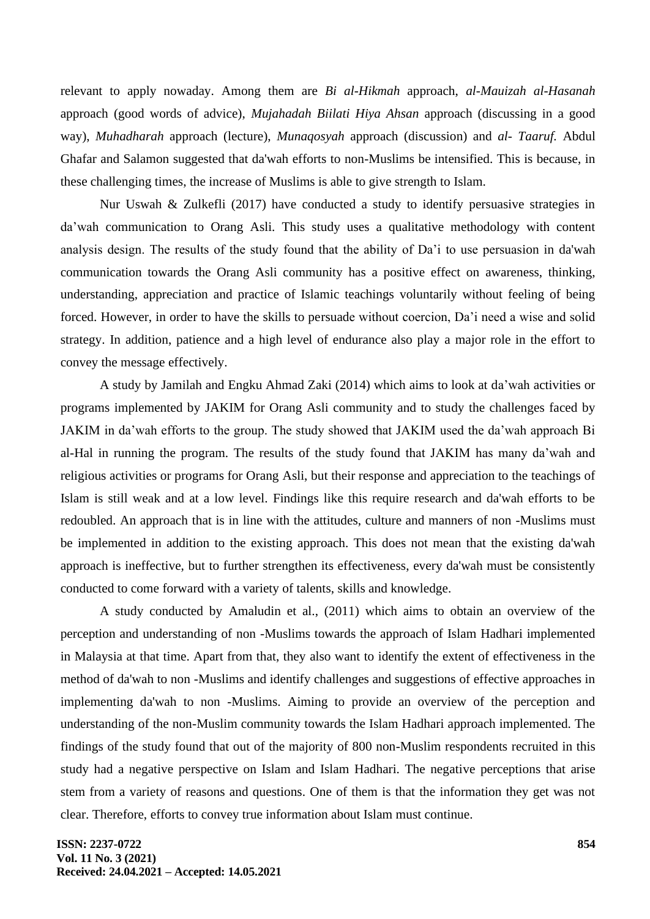relevant to apply nowaday. Among them are *Bi al-Hikmah* approach, *al-Mauizah al-Hasanah* approach (good words of advice), *Mujahadah Biilati Hiya Ahsan* approach (discussing in a good way), *Muhadharah* approach (lecture), *Munaqosyah* approach (discussion) and *al- Taaruf.* Abdul Ghafar and Salamon suggested that da'wah efforts to non-Muslims be intensified. This is because, in these challenging times, the increase of Muslims is able to give strength to Islam.

Nur Uswah & Zulkefli (2017) have conducted a study to identify persuasive strategies in da'wah communication to Orang Asli. This study uses a qualitative methodology with content analysis design. The results of the study found that the ability of Da'i to use persuasion in da'wah communication towards the Orang Asli community has a positive effect on awareness, thinking, understanding, appreciation and practice of Islamic teachings voluntarily without feeling of being forced. However, in order to have the skills to persuade without coercion, Da'i need a wise and solid strategy. In addition, patience and a high level of endurance also play a major role in the effort to convey the message effectively.

A study by Jamilah and Engku Ahmad Zaki (2014) which aims to look at da'wah activities or programs implemented by JAKIM for Orang Asli community and to study the challenges faced by JAKIM in da'wah efforts to the group. The study showed that JAKIM used the da'wah approach Bi al-Hal in running the program. The results of the study found that JAKIM has many da'wah and religious activities or programs for Orang Asli, but their response and appreciation to the teachings of Islam is still weak and at a low level. Findings like this require research and da'wah efforts to be redoubled. An approach that is in line with the attitudes, culture and manners of non -Muslims must be implemented in addition to the existing approach. This does not mean that the existing da'wah approach is ineffective, but to further strengthen its effectiveness, every da'wah must be consistently conducted to come forward with a variety of talents, skills and knowledge.

A study conducted by Amaludin et al., (2011) which aims to obtain an overview of the perception and understanding of non -Muslims towards the approach of Islam Hadhari implemented in Malaysia at that time. Apart from that, they also want to identify the extent of effectiveness in the method of da'wah to non -Muslims and identify challenges and suggestions of effective approaches in implementing da'wah to non -Muslims. Aiming to provide an overview of the perception and understanding of the non-Muslim community towards the Islam Hadhari approach implemented. The findings of the study found that out of the majority of 800 non-Muslim respondents recruited in this study had a negative perspective on Islam and Islam Hadhari. The negative perceptions that arise stem from a variety of reasons and questions. One of them is that the information they get was not clear. Therefore, efforts to convey true information about Islam must continue.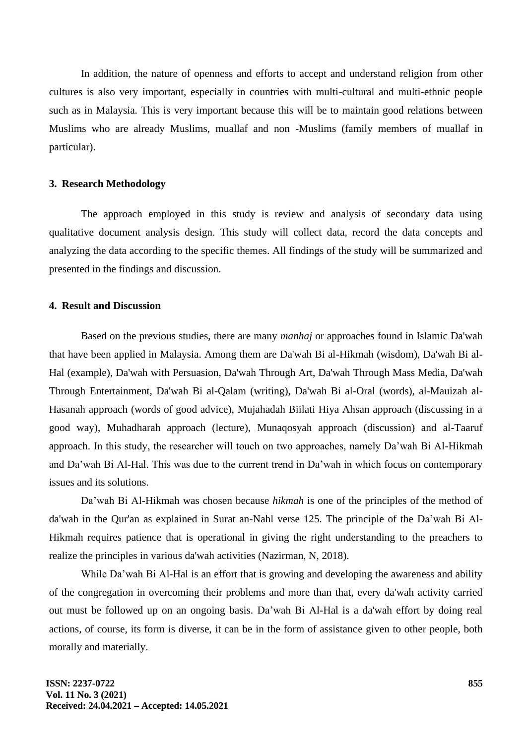In addition, the nature of openness and efforts to accept and understand religion from other cultures is also very important, especially in countries with multi-cultural and multi-ethnic people such as in Malaysia. This is very important because this will be to maintain good relations between Muslims who are already Muslims, muallaf and non -Muslims (family members of muallaf in particular).

## 3. Research Methodology

The approach employed in this study is review and analysis of secondary data using qualitative document analysis design. This study will collect data, record the data concepts and analyzing the data according to the specific themes. All findings of the study will be summarized and presented in the findings and discussion.

## 4. Result and Discussion

Based on the previous studies, there are many *manhaj* or approaches found in Islamic Da'wah that have been applied in Malaysia. Among them are Da'wah Bi al-Hikmah (wisdom), Da'wah Bi al-Hal (example), Da'wah with Persuasion, Da'wah Through Art, Da'wah Through Mass Media, Da'wah Through Entertainment, Da'wah Bi al-Qalam (writing), Da'wah Bi al-Oral (words), al-Mauizah al-Hasanah approach (words of good advice), Mujahadah Biilati Hiya Ahsan approach (discussing in a good way), Muhadharah approach (lecture), Munaqosyah approach (discussion) and al-Taaruf approach. In this study, the researcher will touch on two approaches, namely Da’wah Bi Al-Hikmah and Da’wah Bi Al-Hal. This was due to the current trend in Da’wah in which focus on contemporary issues and its solutions.

Da’wah Bi Al-Hikmah was chosen because *hikmah* is one of the principles of the method of da'wah in the Qur'an as explained in Surat an-Nahl verse 125. The principle of the Da’wah Bi Al-Hikmah requires patience that is operational in giving the right understanding to the preachers to realize the principles in various da'wah activities (Nazirman, N, 2018).

While Da’wah Bi Al-Hal is an effort that is growing and developing the awareness and ability of the congregation in overcoming their problems and more than that, every da'wah activity carried out must be followed up on an ongoing basis. Da’wah Bi Al-Hal is a da'wah effort by doing real actions, of course, its form is diverse, it can be in the form of assistance given to other people, both morally and materially.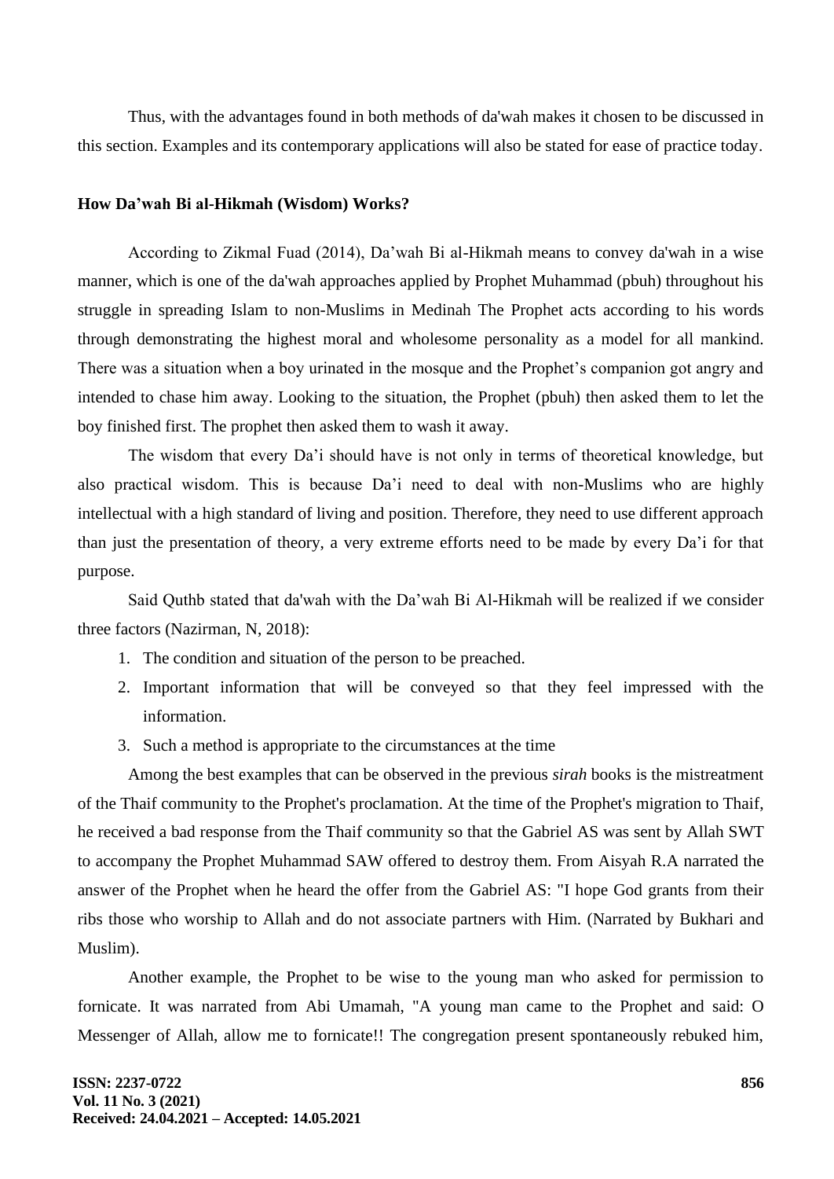Thus, with the advantages found in both methods of da'wah makes it chosen to be discussed in this section. Examples and its contemporary applications will also be stated for ease of practice today.

**How Da'wah Bi al-Hikmah (Wisdom) Works?**

According to Zikmal Fuad (2014), Da'wah Bi al-Hikmah means to convey da'wah in a wise manner, which is one of the da'wah approaches applied by Prophet Muhammad (pbuh) throughout his struggle in spreading Islam to non-Muslims in Medinah The Prophet acts according to his words through demonstrating the highest moral and wholesome personality as a model for all mankind. There was a situation when a boy urinated in the mosque and the Prophet's companion got angry and intended to chase him away. Looking to the situation, the Prophet (pbuh) then asked them to let the boy finished first. The prophet then asked them to wash it away.

The wisdom that every Da'i should have is not only in terms of theoretical knowledge, but also practical wisdom. This is because Da'i need to deal with non-Muslims who are highly intellectual with a high standard of living and position. Therefore, they need to use different approach than just the presentation of theory, a very extreme efforts need to be made by every Da'i for that purpose.

Said Quthb stated that da'wah with the Da'wah Bi Al-Hikmah will be realized if we consider three factors (Nazirman, N, 2018):

1. The condition and situation of the person to be preached.
2. Important information that will be conveyed so that they feel impressed with the information.
3. Such a method is appropriate to the circumstances at the time

Among the best examples that can be observed in the previous *sirah* books is the mistreatment of the Thaif community to the Prophet's proclamation. At the time of the Prophet's migration to Thaif, he received a bad response from the Thaif community so that the Gabriel AS was sent by Allah SWT to accompany the Prophet Muhammad SAW offered to destroy them. From Aisyah R.A narrated the answer of the Prophet when he heard the offer from the Gabriel AS: "I hope God grants from their ribs those who worship to Allah and do not associate partners with Him. (Narrated by Bukhari and Muslim).

Another example, the Prophet to be wise to the young man who asked for permission to fornicate. It was narrated from Abi Umamah, "A young man came to the Prophet and said: O Messenger of Allah, allow me to fornicate!! The congregation present spontaneously rebuked him,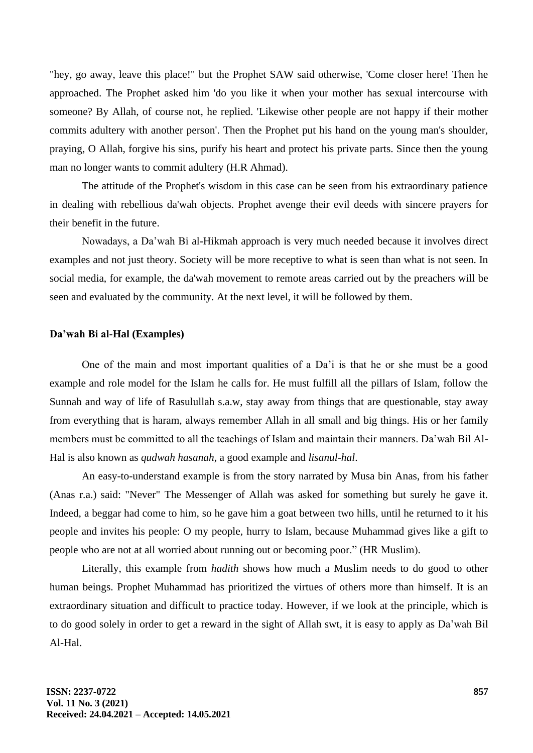"hey, go away, leave this place!" but the Prophet SAW said otherwise, 'Come closer here! Then he approached. The Prophet asked him 'do you like it when your mother has sexual intercourse with someone? By Allah, of course not, he replied. 'Likewise other people are not happy if their mother commits adultery with another person'. Then the Prophet put his hand on the young man's shoulder, praying, O Allah, forgive his sins, purify his heart and protect his private parts. Since then the young man no longer wants to commit adultery (H.R Ahmad).

The attitude of the Prophet's wisdom in this case can be seen from his extraordinary patience in dealing with rebellious da'wah objects. Prophet avenge their evil deeds with sincere prayers for their benefit in the future.

Nowadays, a Da'wah Bi al-Hikmah approach is very much needed because it involves direct examples and not just theory. Society will be more receptive to what is seen than what is not seen. In social media, for example, the da'wah movement to remote areas carried out by the preachers will be seen and evaluated by the community. At the next level, it will be followed by them.

**Da'wah Bi al-Hal (Examples)**

One of the main and most important qualities of a Da'i is that he or she must be a good example and role model for the Islam he calls for. He must fulfill all the pillars of Islam, follow the Sunnah and way of life of Rasulullah s.a.w, stay away from things that are questionable, stay away from everything that is haram, always remember Allah in all small and big things. His or her family members must be committed to all the teachings of Islam and maintain their manners. Da'wah Bil Al-Hal is also known as *qudwah hasanah*, a good example and *lisanul-hal*.

An easy-to-understand example is from the story narrated by Musa bin Anas, from his father (Anas r.a.) said: "Never" The Messenger of Allah was asked for something but surely he gave it. Indeed, a beggar had come to him, so he gave him a goat between two hills, until he returned to it his people and invites his people: O my people, hurry to Islam, because Muhammad gives like a gift to people who are not at all worried about running out or becoming poor." (HR Muslim).

Literally, this example from *hadith* shows how much a Muslim needs to do good to other human beings. Prophet Muhammad has prioritized the virtues of others more than himself. It is an extraordinary situation and difficult to practice today. However, if we look at the principle, which is to do good solely in order to get a reward in the sight of Allah swt, it is easy to apply as Da'wah Bil Al-Hal.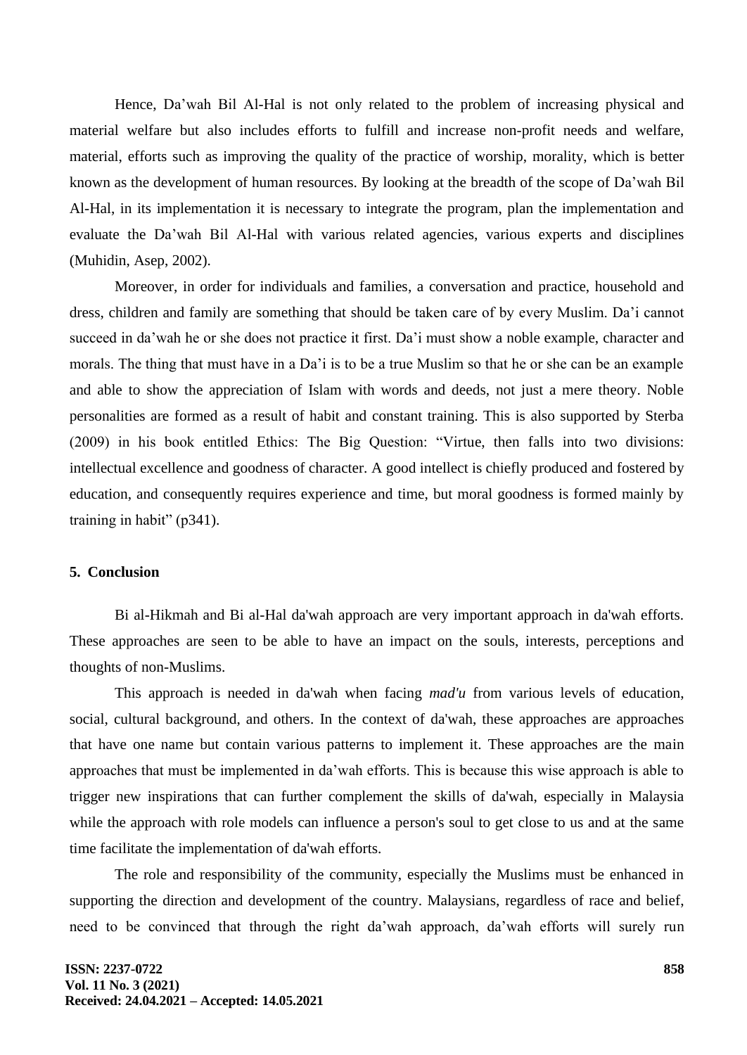Hence, Da'wah Bil Al-Hal is not only related to the problem of increasing physical and material welfare but also includes efforts to fulfill and increase non-profit needs and welfare, material, efforts such as improving the quality of the practice of worship, morality, which is better known as the development of human resources. By looking at the breadth of the scope of Da'wah Bil Al-Hal, in its implementation it is necessary to integrate the program, plan the implementation and evaluate the Da'wah Bil Al-Hal with various related agencies, various experts and disciplines (Muhidin, Asep, 2002).

Moreover, in order for individuals and families, a conversation and practice, household and dress, children and family are something that should be taken care of by every Muslim. Da'i cannot succeed in da'wah he or she does not practice it first. Da'i must show a noble example, character and morals. The thing that must have in a Da'i is to be a true Muslim so that he or she can be an example and able to show the appreciation of Islam with words and deeds, not just a mere theory. Noble personalities are formed as a result of habit and constant training. This is also supported by Sterba (2009) in his book entitled Ethics: The Big Question: "Virtue, then falls into two divisions: intellectual excellence and goodness of character. A good intellect is chiefly produced and fostered by education, and consequently requires experience and time, but moral goodness is formed mainly by training in habit" (p341).

## 5. Conclusion

Bi al-Hikmah and Bi al-Hal da'wah approach are very important approach in da'wah efforts. These approaches are seen to be able to have an impact on the souls, interests, perceptions and thoughts of non-Muslims.

This approach is needed in da'wah when facing *mad'u* from various levels of education, social, cultural background, and others. In the context of da'wah, these approaches are approaches that have one name but contain various patterns to implement it. These approaches are the main approaches that must be implemented in da'wah efforts. This is because this wise approach is able to trigger new inspirations that can further complement the skills of da'wah, especially in Malaysia while the approach with role models can influence a person's soul to get close to us and at the same time facilitate the implementation of da'wah efforts.

The role and responsibility of the community, especially the Muslims must be enhanced in supporting the direction and development of the country. Malaysians, regardless of race and belief, need to be convinced that through the right da'wah approach, da'wah efforts will surely run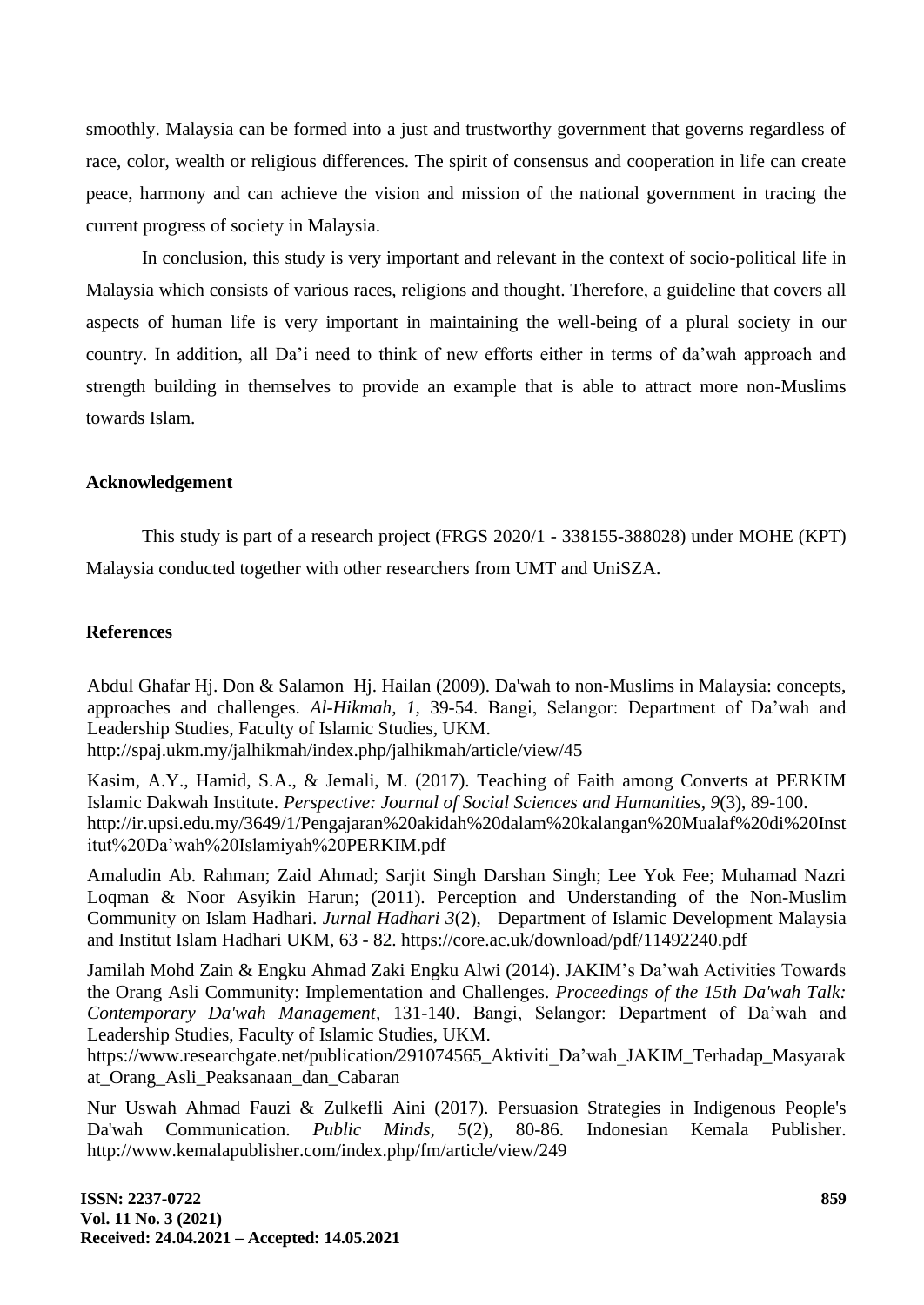smoothly. Malaysia can be formed into a just and trustworthy government that governs regardless of race, color, wealth or religious differences. The spirit of consensus and cooperation in life can create peace, harmony and can achieve the vision and mission of the national government in tracing the current progress of society in Malaysia.

In conclusion, this study is very important and relevant in the context of socio-political life in Malaysia which consists of various races, religions and thought. Therefore, a guideline that covers all aspects of human life is very important in maintaining the well-being of a plural society in our country. In addition, all Da'i need to think of new efforts either in terms of da'wah approach and strength building in themselves to provide an example that is able to attract more non-Muslims towards Islam.

## Acknowledgement

This study is part of a research project (FRGS 2020/1 - 338155-388028) under MOHE (KPT) Malaysia conducted together with other researchers from UMT and UniSZA.

## References

Abdul Ghafar Hj. Don & Salamon Hj. Hailan (2009). Da'wah to non-Muslims in Malaysia: concepts, approaches and challenges. *Al-Hikmah, 1,* 39-54. Bangi, Selangor: Department of Da'wah and Leadership Studies, Faculty of Islamic Studies, UKM. http://spaj.ukm.my/jalhikmah/index.php/jalhikmah/article/view/45

Kasim, A.Y., Hamid, S.A., & Jemali, M. (2017). Teaching of Faith among Converts at PERKIM Islamic Dakwah Institute. *Perspective: Journal of Social Sciences and Humanities, 9*(3), 89-100. http://ir.upsi.edu.my/3649/1/Pengajaran%20akidah%20dalam%20kalangan%20Mualaf%20di%20Institut%20Da'wah%20Islamiyah%20PERKIM.pdf

Amaludin Ab. Rahman; Zaid Ahmad; Sarjit Singh Darshan Singh; Lee Yok Fee; Muhamad Nazri Loqman & Noor Asyikin Harun; (2011). Perception and Understanding of the Non-Muslim Community on Islam Hadhari. *Jurnal Hadhari 3*(2), Department of Islamic Development Malaysia and Institut Islam Hadhari UKM, 63 - 82. https://core.ac.uk/download/pdf/11492240.pdf

Jamilah Mohd Zain & Engku Ahmad Zaki Engku Alwi (2014). JAKIM's Da'wah Activities Towards the Orang Asli Community: Implementation and Challenges. *Proceedings of the 15th Da'wah Talk: Contemporary Da'wah Management,* 131-140. Bangi, Selangor: Department of Da'wah and Leadership Studies, Faculty of Islamic Studies, UKM. https://www.researchgate.net/publication/291074565_Aktiviti_Da'wah_JAKIM_Terhadap_Masyarakat_Orang_Asli_Peaksanaan_dan_Cabaran

Nur Uswah Ahmad Fauzi & Zulkefli Aini (2017). Persuasion Strategies in Indigenous People's Da'wah Communication. *Public Minds, 5*(2), 80-86. Indonesian Kemala Publisher. http://www.kemalapublisher.com/index.php/fm/article/view/249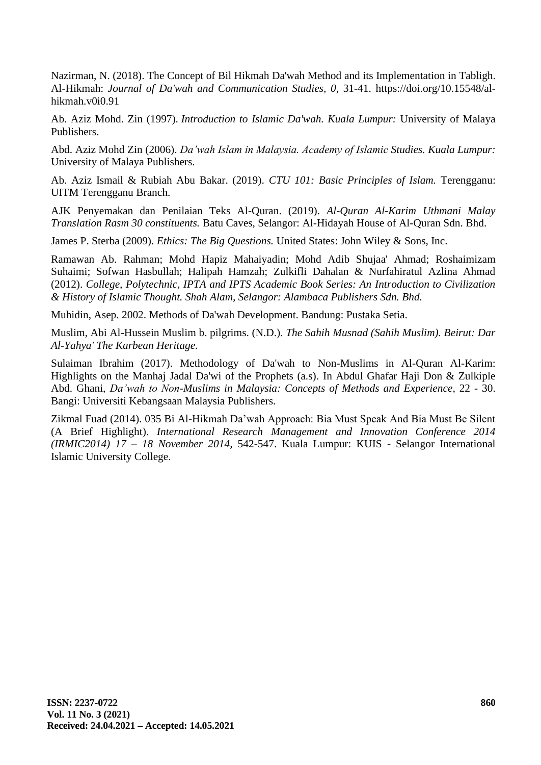Nazirman, N. (2018). The Concept of Bil Hikmah Da'wah Method and its Implementation in Tabligh. Al-Hikmah: *Journal of Da'wah and Communication Studies, 0,* 31-41. https://doi.org/10.15548/al-hikmah.v0i0.91

Ab. Aziz Mohd. Zin (1997). *Introduction to Islamic Da'wah. Kuala Lumpur:* University of Malaya Publishers.

Abd. Aziz Mohd Zin (2006). *Da'wah Islam in Malaysia. Academy of Islamic Studies. Kuala Lumpur:* University of Malaya Publishers.

Ab. Aziz Ismail & Rubiah Abu Bakar. (2019). *CTU 101: Basic Principles of Islam.* Terengganu: UITM Terengganu Branch.

AJK Penyemakan dan Penilaian Teks Al-Quran. (2019). *Al-Quran Al-Karim Uthmani Malay Translation Rasm 30 constituents.* Batu Caves, Selangor: Al-Hidayah House of Al-Quran Sdn. Bhd.

James P. Sterba (2009). *Ethics: The Big Questions.* United States: John Wiley & Sons, Inc.

Ramawan Ab. Rahman; Mohd Hapiz Mahaiyadin; Mohd Adib Shujaa' Ahmad; Roshaimizam Suhaimi; Sofwan Hasbullah; Halipah Hamzah; Zulkifli Dahalan & Nurfahiratul Azlina Ahmad (2012). *College, Polytechnic, IPTA and IPTS Academic Book Series: An Introduction to Civilization & History of Islamic Thought. Shah Alam, Selangor: Alambaca Publishers Sdn. Bhd.*

Muhidin, Asep. 2002. Methods of Da'wah Development. Bandung: Pustaka Setia.

Muslim, Abi Al-Hussein Muslim b. pilgrims. (N.D.). *The Sahih Musnad (Sahih Muslim). Beirut: Dar Al-Yahya' The Karbean Heritage.*

Sulaiman Ibrahim (2017). Methodology of Da'wah to Non-Muslims in Al-Quran Al-Karim: Highlights on the Manhaj Jadal Da'wi of the Prophets (a.s). In Abdul Ghafar Haji Don & Zulkiple Abd. Ghani, *Da'wah to Non-Muslims in Malaysia: Concepts of Methods and Experience,* 22 - 30. Bangi: Universiti Kebangsaan Malaysia Publishers.

Zikmal Fuad (2014). 035 Bi Al-Hikmah Da'wah Approach: Bia Must Speak And Bia Must Be Silent (A Brief Highlight). *International Research Management and Innovation Conference 2014 (IRMIC2014) 17 – 18 November 2014,* 542-547. Kuala Lumpur: KUIS - Selangor International Islamic University College.